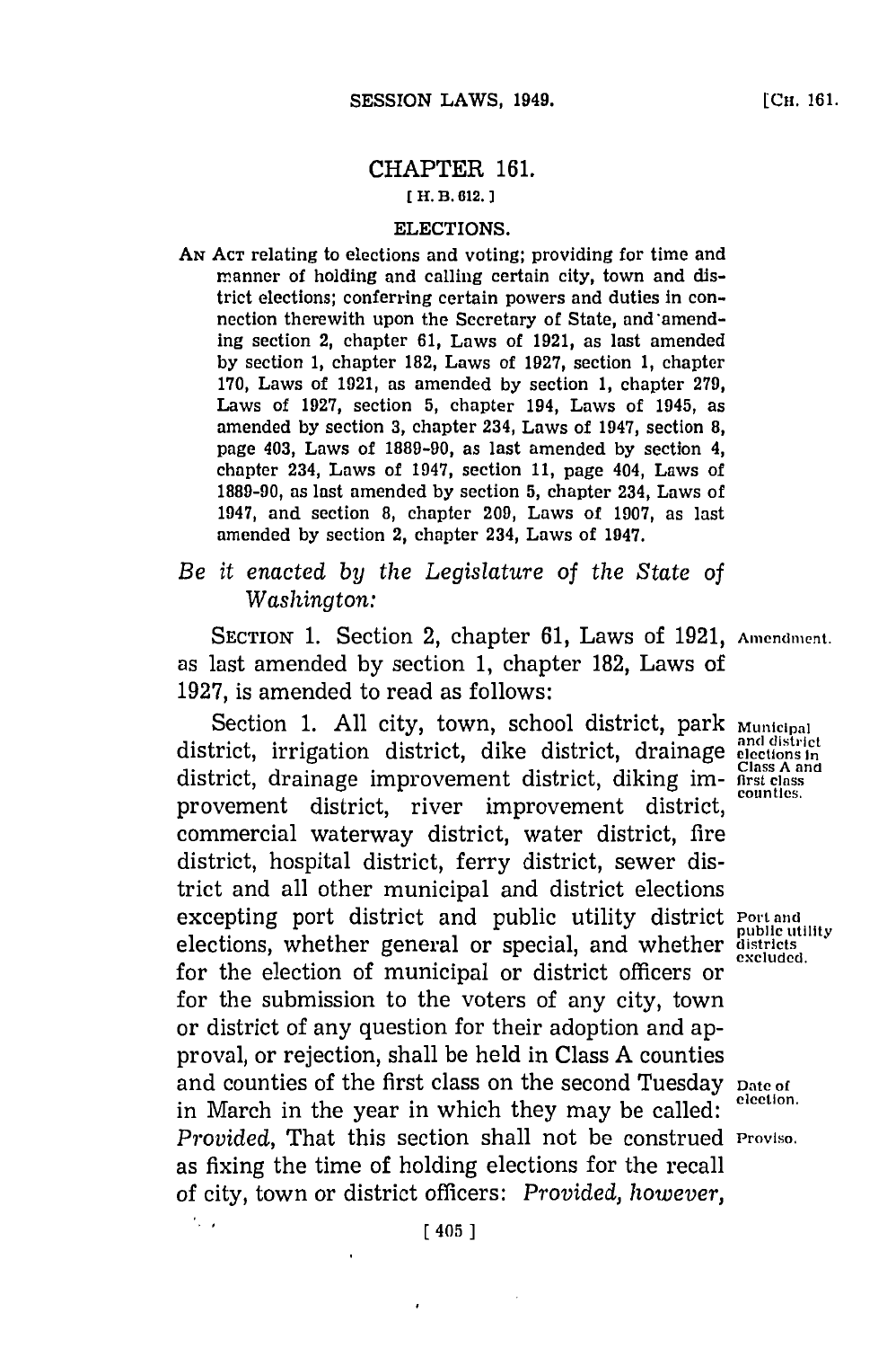# CHAPTER 161.

[H. B. 612.]

## ELECTIONS.

AN ACT relating to elections and voting; providing for time and manner of holding and calling certain city, town and district elections; conferring certain powers and duties in connection therewith upon the Secretary of State, and amending section 2, chapter 61, Laws of 1921, as last amended by section 1, chapter 182, Laws of 1927, section 1, chapter 170, Laws of 1921, as amended by section 1, chapter 279, Laws of 1927, section 5, chapter 194, Laws of 1945, as amended by section 3, chapter 234, Laws of 1947, section 8, page 403, Laws of 1889-90, as last amended by section 4, chapter 234, Laws of 1947, section 11, page 404, Laws of 1889-90, as last amended by section 5, chapter 234, Laws of 1947, and section 8, chapter 209, Laws of 1907, as last amended by section 2, chapter 234, Laws of 1947.

*Be it enacted by the Legislature of the State of Washington:*

SECTION 1. Section 2, chapter 61, Laws of 1921, as last amended by section 1, chapter 182, Laws of 1927, is amended to read as follows: Amendment.

Section 1. All city, town, school district, park district, irrigation district, dike district, drainage district, drainage improvement district, diking improvement district, river improvement district, commercial waterway district, water district, fire district, hospital district, ferry district, sewer district and all other municipal and district elections excepting port district and public utility district elections, whether general or special, and whether for the election of municipal or district officers or for the submission to the voters of any city, town or district of any question for their adoption and approval, or rejection, shall be held in Class A counties and counties of the first class on the second Tuesday in March in the year in which they may be called: *Provided*, That this section shall not be construed as fixing the time of holding elections for the recall of city, town or district officers: *Provided, however*,

Municipal and district elections in Class A and first class counties.

Port and public utility districts excluded.

Date of election.

Proviso.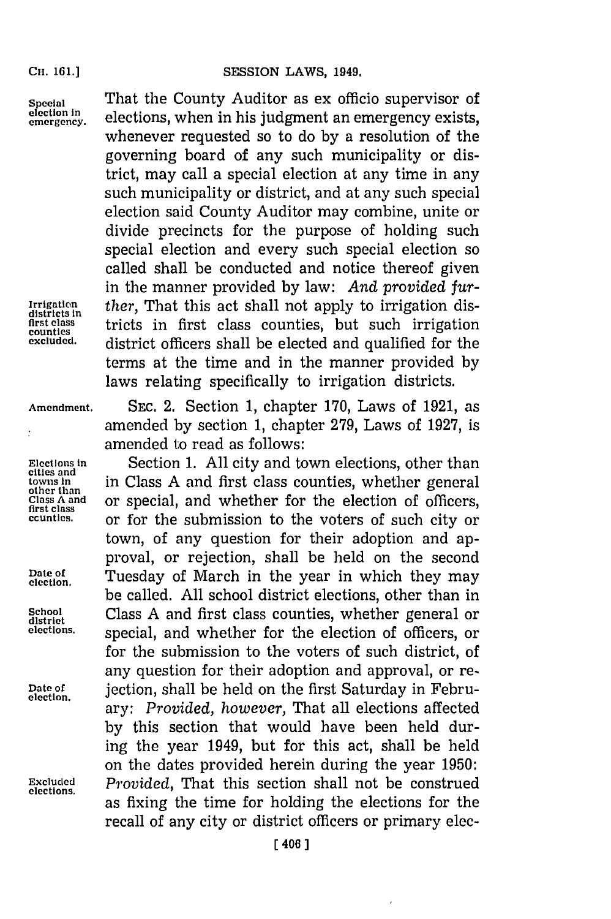That the County Auditor as ex officio supervisor of elections, when in his judgment an emergency exists, whenever requested so to do by a resolution of the governing board of any such municipality or district, may call a special election at any time in any such municipality or district, and at any such special election said County Auditor may combine, unite or divide precincts for the purpose of holding such special election and every such special election so called shall be conducted and notice thereof given in the manner provided by law: *And provided further,* That this act shall not apply to irrigation districts in first class counties, but such irrigation district officers shall be elected and qualified for the terms at the time and in the manner provided by laws relating specifically to irrigation districts.

SEC. 2. Section 1, chapter 170, Laws of 1921, as amended by section 1, chapter 279, Laws of 1927, is amended to read as follows:

Section 1. All city and town elections, other than in Class A and first class counties, whether general or special, and whether for the election of officers, or for the submission to the voters of such city or town, of any question for their adoption and approval, or rejection, shall be held on the second Tuesday of March in the year in which they may be called. All school district elections, other than in Class A and first class counties, whether general or special, and whether for the election of officers, or for the submission to the voters of such district, of any question for their adoption and approval, or rejection, shall be held on the first Saturday in February: *Provided, however,* That all elections affected by this section that would have been held during the year 1949, but for this act, shall be held on the dates provided herein during the year 1950: *Provided,* That this section shall not be construed as fixing the time for holding the elections for the recall of any city or district officers or primary elec-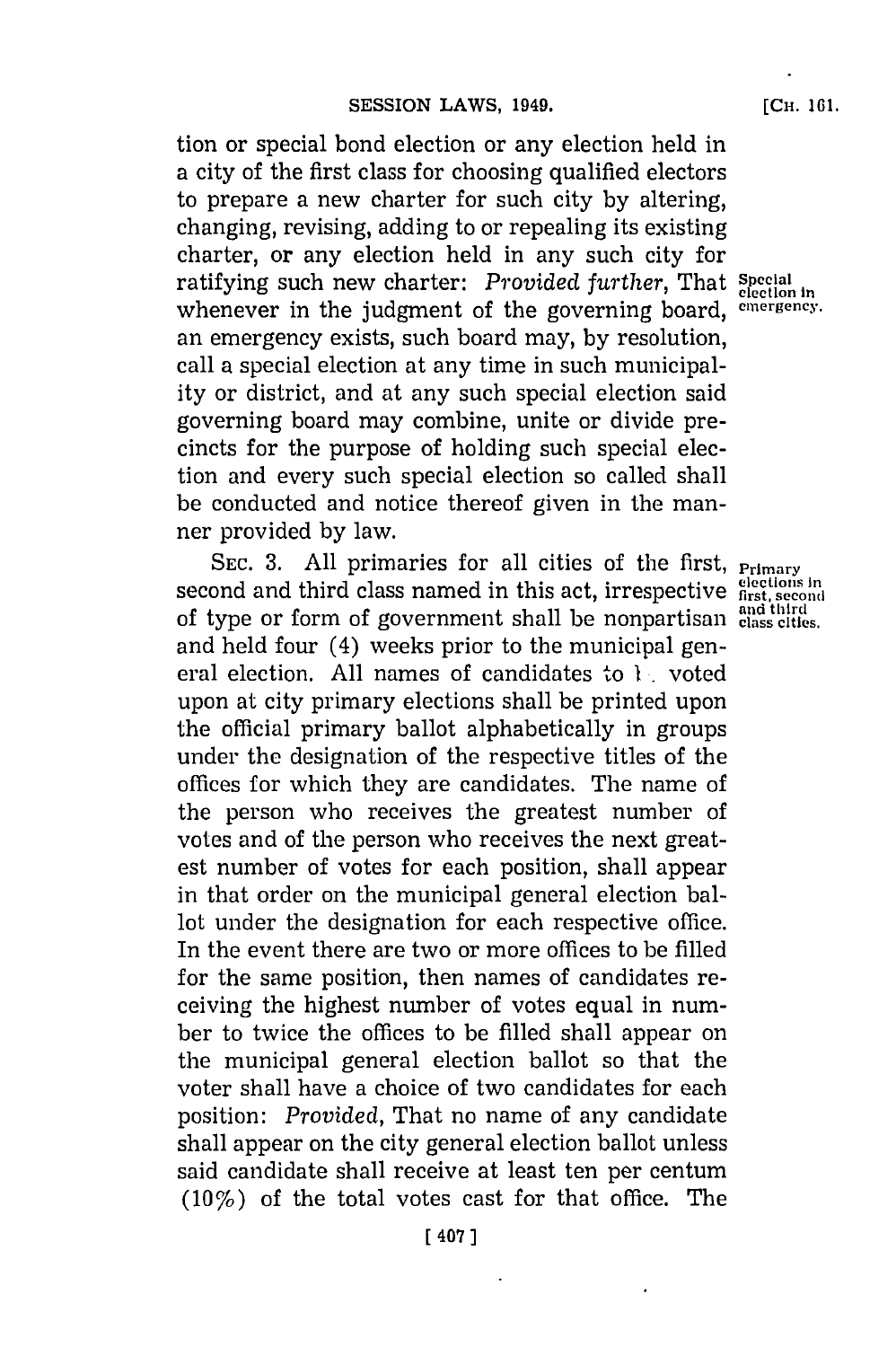tion or special bond election or any election held in a city of the first class for choosing qualified electors to prepare a new charter for such city by altering, changing, revising, adding to or repealing its existing charter, or any election held in any such city for ratifying such new charter: *Provided further*, That whenever in the judgment of the governing board, an emergency exists, such board may, by resolution, call a special election at any time in such municipality or district, and at any such special election said governing board may combine, unite or divide precincts for the purpose of holding such special election and every such special election so called shall be conducted and notice thereof given in the manner provided by law.

Special election in emergency.

SEC. 3. All primaries for all cities of the first, second and third class named in this act, irrespective of type or form of government shall be nonpartisan and held four (4) weeks prior to the municipal general election. All names of candidates to be voted upon at city primary elections shall be printed upon the official primary ballot alphabetically in groups under the designation of the respective titles of the offices for which they are candidates. The name of the person who receives the greatest number of votes and of the person who receives the next greatest number of votes for each position, shall appear in that order on the municipal general election ballot under the designation for each respective office. In the event there are two or more offices to be filled for the same position, then names of candidates receiving the highest number of votes equal in number to twice the offices to be filled shall appear on the municipal general election ballot so that the voter shall have a choice of two candidates for each position: *Provided*, That no name of any candidate shall appear on the city general election ballot unless said candidate shall receive at least ten per centum (10%) of the total votes cast for that office. The

Primary elections in first, second and third class cities.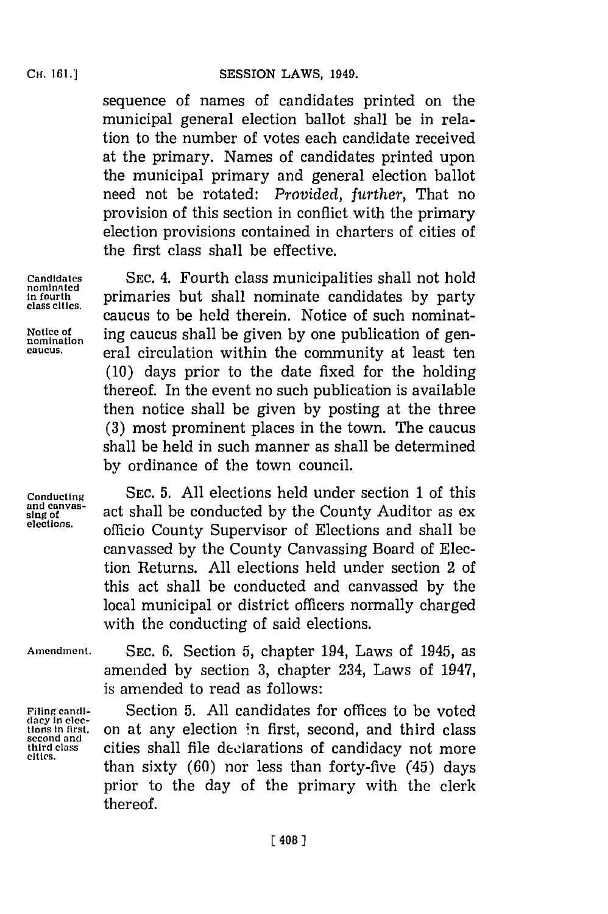sequence of names of candidates printed on the municipal general election ballot shall be in relation to the number of votes each candidate received at the primary. Names of candidates printed upon the municipal primary and general election ballot need not be rotated: *Provided, further,* That no provision of this section in conflict with the primary election provisions contained in charters of cities of the first class shall be effective.

Candidates nominated in fourth class cities.

SEC. 4. Fourth class municipalities shall not hold primaries but shall nominate candidates by party caucus to be held therein. Notice of such nominating caucus shall be given by one publication of general circulation within the community at least ten (10) days prior to the date fixed for the holding thereof. In the event no such publication is available then notice shall be given by posting at the three (3) most prominent places in the town. The caucus shall be held in such manner as shall be determined by ordinance of the town council.

Notice of nomination caucus.

Conducting and canvassing of elections.

SEC. 5. All elections held under section 1 of this act shall be conducted by the County Auditor as ex officio County Supervisor of Elections and shall be canvassed by the County Canvassing Board of Election Returns. All elections held under section 2 of this act shall be conducted and canvassed by the local municipal or district officers normally charged with the conducting of said elections.

Amendment.

SEC. 6. Section 5, chapter 194, Laws of 1945, as amended by section 3, chapter 234, Laws of 1947, is amended to read as follows:

Filing candidacy in elections in first, second and third class cities.

Section 5. All candidates for offices to be voted on at any election in first, second, and third class cities shall file declarations of candidacy not more than sixty (60) nor less than forty-five (45) days prior to the day of the primary with the clerk thereof.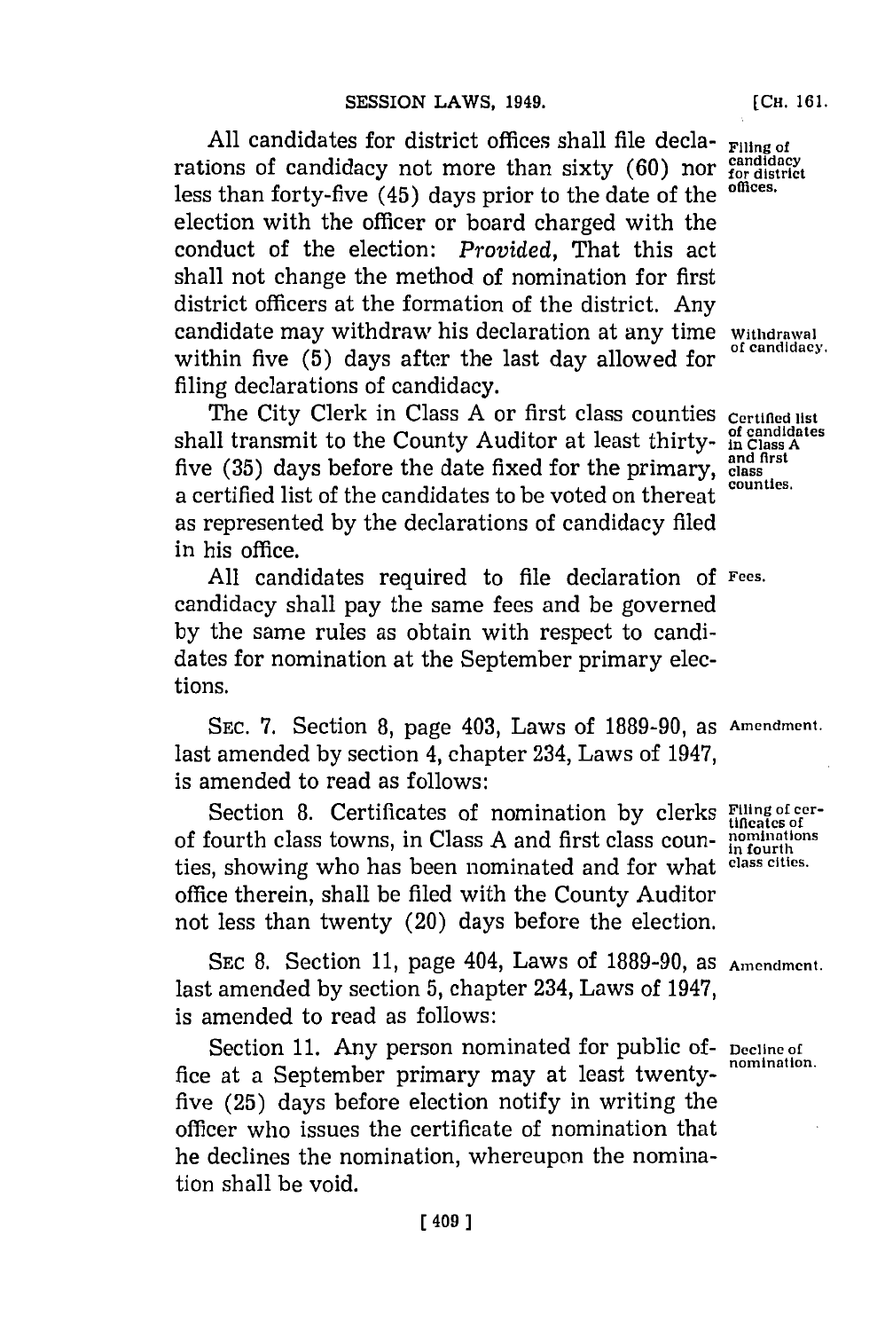All candidates for district offices shall file declarations of candidacy not more than sixty (60) nor less than forty-five (45) days prior to the date of the election with the officer or board charged with the conduct of the election: *Provided*, That this act shall not change the method of nomination for first district officers at the formation of the district. Any candidate may withdraw his declaration at any time within five (5) days after the last day allowed for filing declarations of candidacy.

Filing of candidacy for district offices.

Withdrawal of candidacy.

The City Clerk in Class A or first class counties shall transmit to the County Auditor at least thirty-five (35) days before the date fixed for the primary, a certified list of the candidates to be voted on thereat as represented by the declarations of candidacy filed in his office.

Certified list of candidates in Class A and first class counties.

All candidates required to file declaration of candidacy shall pay the same fees and be governed by the same rules as obtain with respect to candidates for nomination at the September primary elections.

Fees.

SEC. 7. Section 8, page 403, Laws of 1889-90, as last amended by section 4, chapter 234, Laws of 1947, is amended to read as follows:

Amendment.

Section 8. Certificates of nomination by clerks of fourth class towns, in Class A and first class counties, showing who has been nominated and for what office therein, shall be filed with the County Auditor not less than twenty (20) days before the election.

Filing of certificates of nominations in fourth class cities.

SEC 8. Section 11, page 404, Laws of 1889-90, as last amended by section 5, chapter 234, Laws of 1947, is amended to read as follows:

Amendment.

Section 11. Any person nominated for public office at a September primary may at least twenty-five (25) days before election notify in writing the officer who issues the certificate of nomination that he declines the nomination, whereupon the nomination shall be void.

Decline of nomination.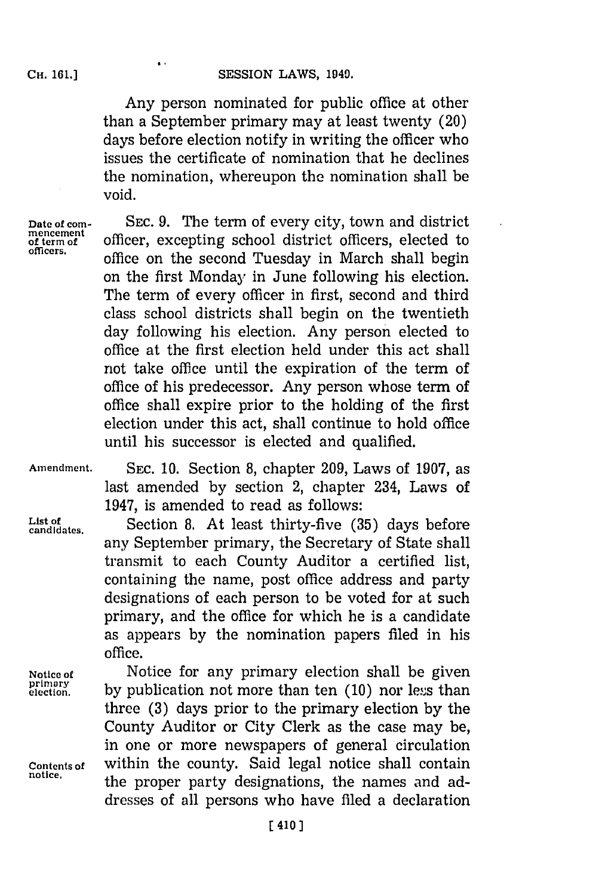Any person nominated for public office at other than a September primary may at least twenty (20) days before election notify in writing the officer who issues the certificate of nomination that he declines the nomination, whereupon the nomination shall be void.

*Date of commencement of term of officers.*

SEC. 9. The term of every city, town and district officer, excepting school district officers, elected to office on the second Tuesday in March shall begin on the first Monday in June following his election. The term of every officer in first, second and third class school districts shall begin on the twentieth day following his election. Any person elected to office at the first election held under this act shall not take office until the expiration of the term of office of his predecessor. Any person whose term of office shall expire prior to the holding of the first election under this act, shall continue to hold office until his successor is elected and qualified.

*Amendment.*

SEC. 10. Section 8, chapter 209, Laws of 1907, as last amended by section 2, chapter 234, Laws of 1947, is amended to read as follows:

*List of candidates.*

Section 8. At least thirty-five (35) days before any September primary, the Secretary of State shall transmit to each County Auditor a certified list, containing the name, post office address and party designations of each person to be voted for at such primary, and the office for which he is a candidate as appears by the nomination papers filed in his office.

*Notice of primary election.*

Notice for any primary election shall be given by publication not more than ten (10) nor less than three (3) days prior to the primary election by the County Auditor or City Clerk as the case may be, in one or more newspapers of general circulation within the county. Said legal notice shall contain the proper party designations, the names and addresses of all persons who have filed a declaration

*Contents of notice.*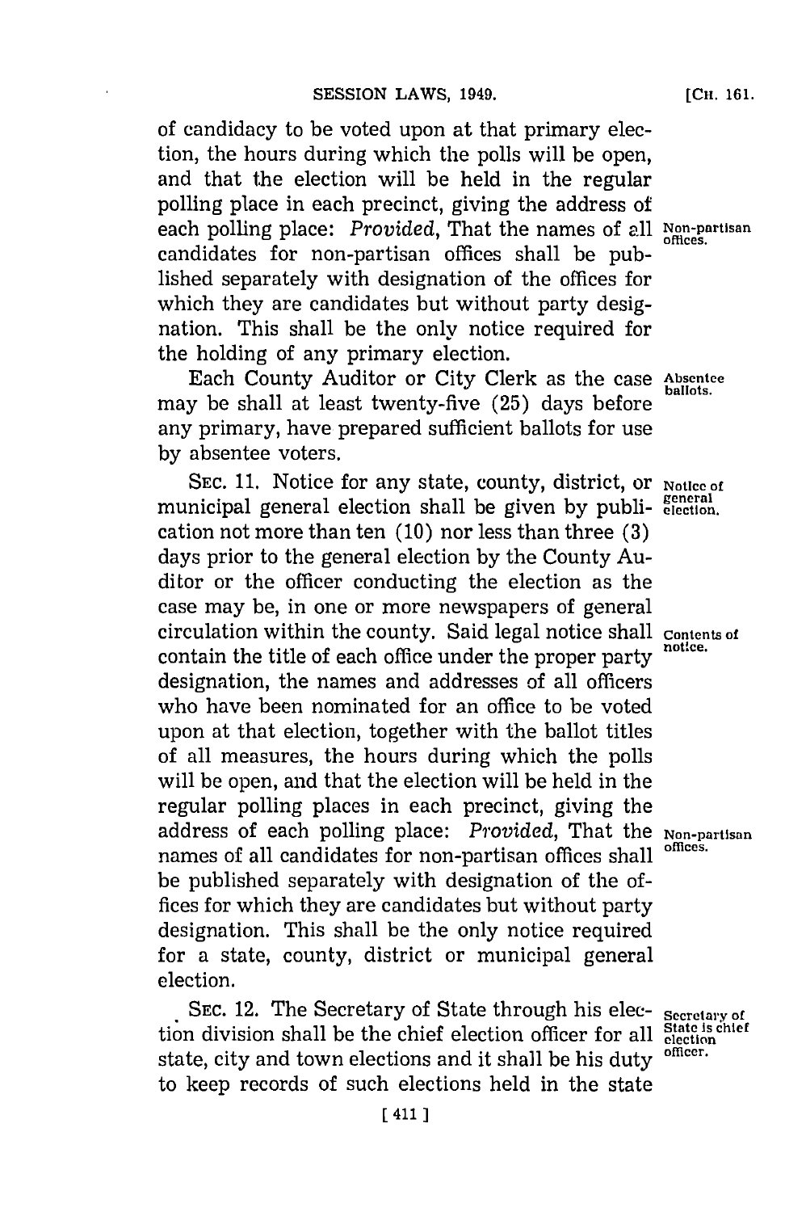of candidacy to be voted upon at that primary election, the hours during which the polls will be open, and that the election will be held in the regular polling place in each precinct, giving the address of each polling place: *Provided*, That the names of all candidates for non-partisan offices shall be published separately with designation of the offices for which they are candidates but without party designation. This shall be the only notice required for the holding of any primary election.

Non-partisan offices.

Each County Auditor or City Clerk as the case may be shall at least twenty-five (25) days before any primary, have prepared sufficient ballots for use by absentee voters.

Absentee ballots.

SEC. 11. Notice for any state, county, district, or municipal general election shall be given by publication not more than ten (10) nor less than three (3) days prior to the general election by the County Auditor or the officer conducting the election as the case may be, in one or more newspapers of general circulation within the county. Said legal notice shall contain the title of each office under the proper party designation, the names and addresses of all officers who have been nominated for an office to be voted upon at that election, together with the ballot titles of all measures, the hours during which the polls will be open, and that the election will be held in the regular polling places in each precinct, giving the address of each polling place: *Provided*, That the names of all candidates for non-partisan offices shall be published separately with designation of the offices for which they are candidates but without party designation. This shall be the only notice required for a state, county, district or municipal general election.

Notice of general election.

Contents of notice.

Non-partisan offices.

SEC. 12. The Secretary of State through his election division shall be the chief election officer for all state, city and town elections and it shall be his duty to keep records of such elections held in the state

Secretary of State is chief election officer.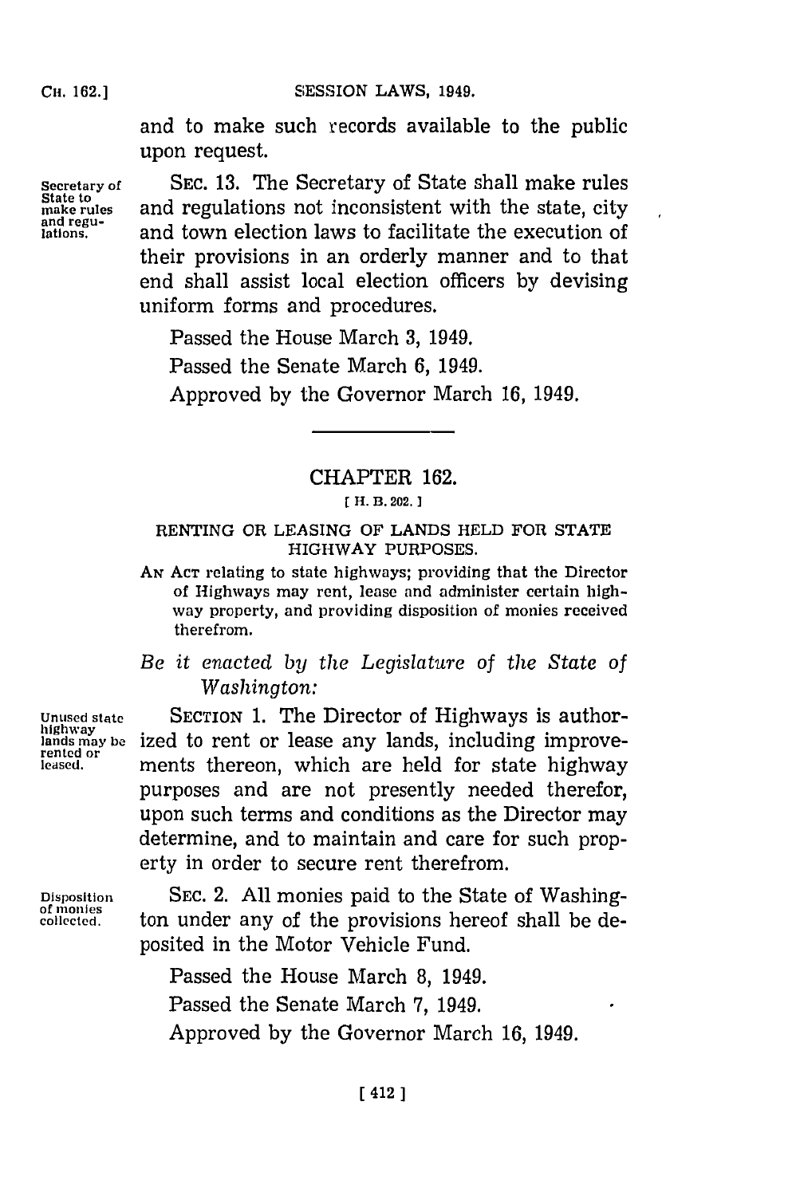and to make such records available to the public upon request.

Secretary of State to make rules and regulations.

SEC. 13. The Secretary of State shall make rules and regulations not inconsistent with the state, city and town election laws to facilitate the execution of their provisions in an orderly manner and to that end shall assist local election officers by devising uniform forms and procedures.

Passed the House March 3, 1949.

Passed the Senate March 6, 1949.

Approved by the Governor March 16, 1949.

---

## CHAPTER 162.

[ H. B. 202. ]

### RENTING OR LEASING OF LANDS HELD FOR STATE HIGHWAY PURPOSES.

AN ACT relating to state highways; providing that the Director of Highways may rent, lease and administer certain highway property, and providing disposition of monies received therefrom.

*Be it enacted by the Legislature of the State of Washington:*

Unused state highway lands may be rented or leased.

SECTION 1. The Director of Highways is authorized to rent or lease any lands, including improvements thereon, which are held for state highway purposes and are not presently needed therefor, upon such terms and conditions as the Director may determine, and to maintain and care for such property in order to secure rent therefrom.

Disposition of monies collected.

SEC. 2. All monies paid to the State of Washington under any of the provisions hereof shall be deposited in the Motor Vehicle Fund.

Passed the House March 8, 1949.

Passed the Senate March 7, 1949.

Approved by the Governor March 16, 1949.